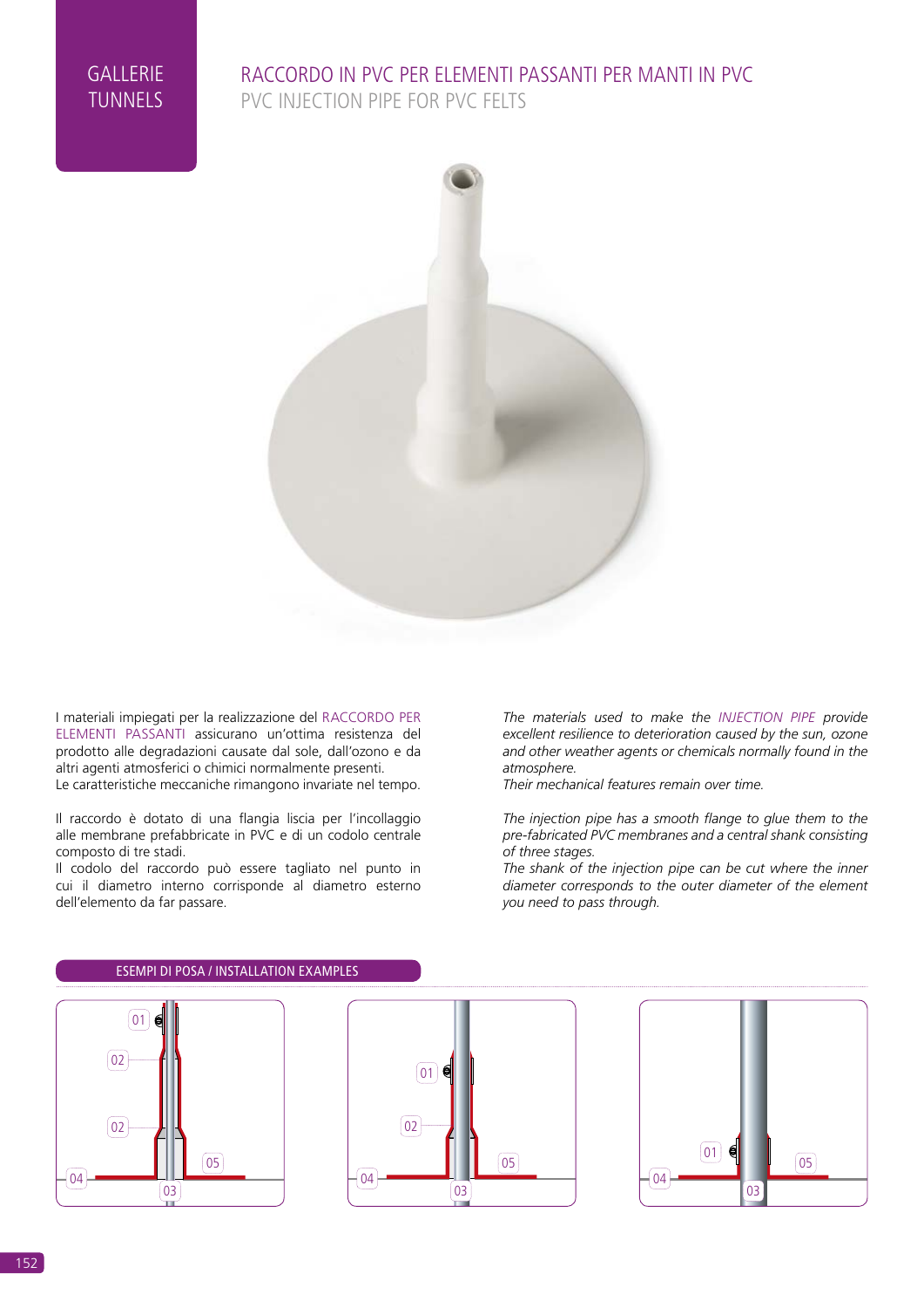GALLERIE
TUNNELS

# RACCORDO IN PVC PER ELEMENTI PASSANTI PER MANTI IN PVC

## PVC INJECTION PIPE FOR PVC FELTS

I materiali impiegati per la realizzazione del RACCORDO PER ELEMENTI PASSANTI assicurano un'ottima resistenza del prodotto alle degradazioni causate dal sole, dall'ozono e da altri agenti atmosferici o chimici normalmente presenti.
Le caratteristiche meccaniche rimangono invariate nel tempo.

Il raccordo è dotato di una flangia liscia per l'incollaggio alle membrane prefabbricate in PVC e di un codolo centrale composto di tre stadi.
Il codolo del raccordo può essere tagliato nel punto in cui il diametro interno corrisponde al diametro esterno dell'elemento da far passare.

*The materials used to make the INJECTION PIPE provide excellent resilience to deterioration caused by the sun, ozone and other weather agents or chemicals normally found in the atmosphere.*
*Their mechanical features remain over time.*

*The injection pipe has a smooth flange to glue them to the pre-fabricated PVC membranes and a central shank consisting of three stages.*
*The shank of the injection pipe can be cut where the inner diameter corresponds to the outer diameter of the element you need to pass through.*

### ESEMPI DI POSA / INSTALLATION EXAMPLES

01, 02, 02, 04, 05, 03

01, 02, 04, 05, 03

01, 04, 05, 03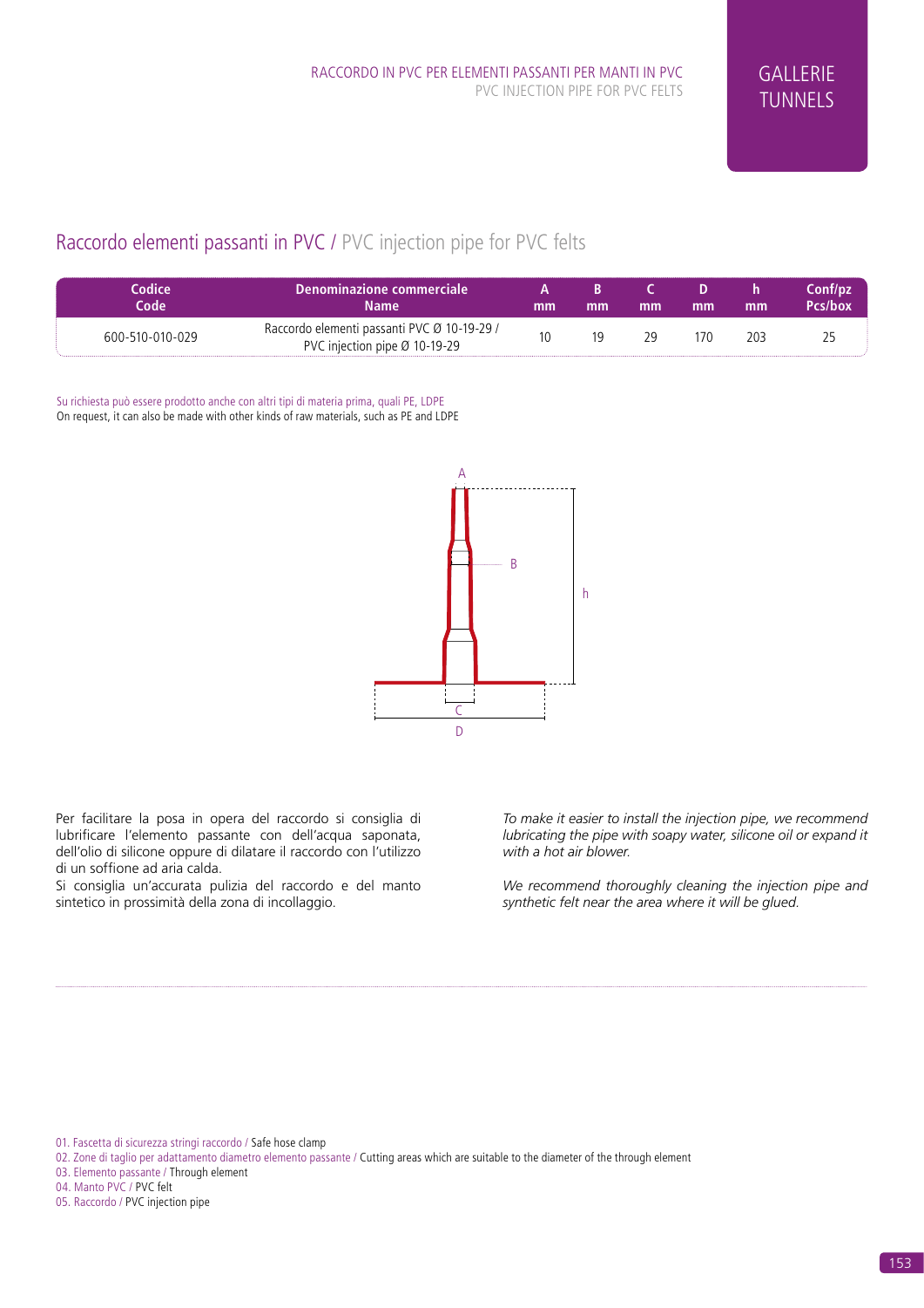## Raccordo elementi passanti in PVC / PVC injection pipe for PVC felts

| Codice Code | Denominazione commerciale Name | A mm | B mm | C mm | D mm | h mm | Conf/pz Pcs/box |
|---|---|---|---|---|---|---|---|
| 600-510-010-029 | Raccordo elementi passanti PVC Ø 10-19-29 / PVC injection pipe Ø 10-19-29 | 10 | 19 | 29 | 170 | 203 | 25 |

Su richiesta può essere prodotto anche con altri tipi di materia prima, quali PE, LDPE

On request, it can also be made with other kinds of raw materials, such as PE and LDPE

Per facilitare la posa in opera del raccordo si consiglia di lubrificare l'elemento passante con dell'acqua saponata, dell'olio di silicone oppure di dilatare il raccordo con l'utilizzo di un soffione ad aria calda.

Si consiglia un'accurata pulizia del raccordo e del manto sintetico in prossimità della zona di incollaggio.

*To make it easier to install the injection pipe, we recommend lubricating the pipe with soapy water, silicone oil or expand it with a hot air blower.*

*We recommend thoroughly cleaning the injection pipe and synthetic felt near the area where it will be glued.*

01. Fascetta di sicurezza stringi raccordo / Safe hose clamp
02. Zone di taglio per adattamento diametro elemento passante / Cutting areas which are suitable to the diameter of the through element
03. Elemento passante / Through element
04. Manto PVC / PVC felt
05. Raccordo / PVC injection pipe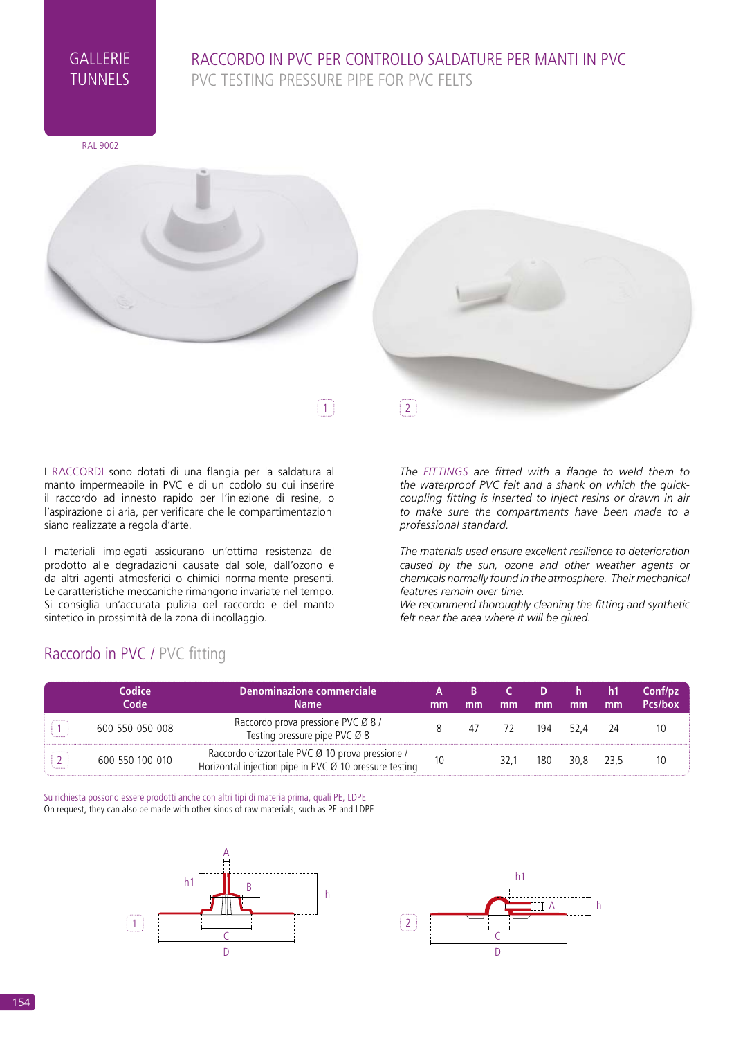GALLERIE
TUNNELS

# RACCORDO IN PVC PER CONTROLLO SALDATURE PER MANTI IN PVC
## PVC TESTING PRESSURE PIPE FOR PVC FELTS

RAL 9002

1 2

I RACCORDI sono dotati di una flangia per la saldatura al manto impermeabile in PVC e di un codolo su cui inserire il raccordo ad innesto rapido per l'iniezione di resine, o l'aspirazione di aria, per verificare che le compartimentazioni siano realizzate a regola d'arte.

I materiali impiegati assicurano un'ottima resistenza del prodotto alle degradazioni causate dal sole, dall'ozono e da altri agenti atmosferici o chimici normalmente presenti. Le caratteristiche meccaniche rimangono invariate nel tempo. Si consiglia un'accurata pulizia del raccordo e del manto sintetico in prossimità della zona di incollaggio.

*The FITTINGS are fitted with a flange to weld them to the waterproof PVC felt and a shank on which the quick-coupling fitting is inserted to inject resins or drawn in air to make sure the compartments have been made to a professional standard.*

*The materials used ensure excellent resilience to deterioration caused by the sun, ozone and other weather agents or chemicals normally found in the atmosphere. Their mechanical features remain over time.*
*We recommend thoroughly cleaning the fitting and synthetic felt near the area where it will be glued.*

## Raccordo in PVC / PVC fitting

| | Codice Code | Denominazione commerciale Name | A mm | B mm | C mm | D mm | h mm | h1 mm | Conf/pz Pcs/box |
|---|---|---|---|---|---|---|---|---|---|
| 1 | 600-550-050-008 | Raccordo prova pressione PVC Ø 8 / Testing pressure pipe PVC Ø 8 | 8 | 47 | 72 | 194 | 52,4 | 24 | 10 |
| 2 | 600-550-100-010 | Raccordo orizzontale PVC Ø 10 prova pressione / Horizontal injection pipe in PVC Ø 10 pressure testing | 10 | - | 32,1 | 180 | 30,8 | 23,5 | 10 |

Su richiesta possono essere prodotti anche con altri tipi di materia prima, quali PE, LDPE
On request, they can also be made with other kinds of raw materials, such as PE and LDPE

1 2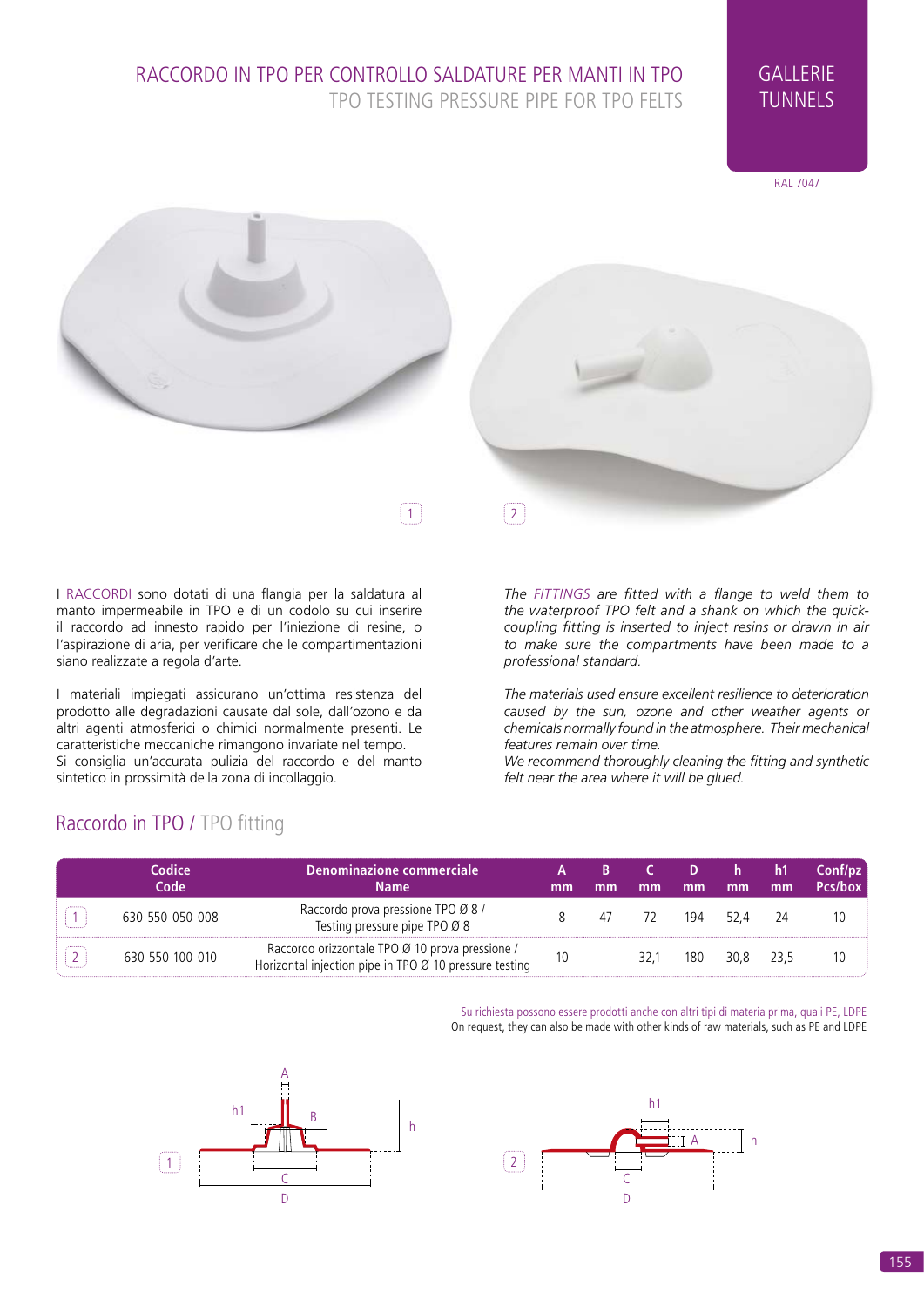# RACCORDO IN TPO PER CONTROLLO SALDATURE PER MANTI IN TPO

## TPO TESTING PRESSURE PIPE FOR TPO FELTS

GALLERIE
TUNNELS

RAL 7047

1 2

I RACCORDI sono dotati di una flangia per la saldatura al manto impermeabile in TPO e di un codolo su cui inserire il raccordo ad innesto rapido per l'iniezione di resine, o l'aspirazione di aria, per verificare che le compartimentazioni siano realizzate a regola d'arte.

I materiali impiegati assicurano un'ottima resistenza del prodotto alle degradazioni causate dal sole, dall'ozono e da altri agenti atmosferici o chimici normalmente presenti. Le caratteristiche meccaniche rimangono invariate nel tempo.
Si consiglia un'accurata pulizia del raccordo e del manto sintetico in prossimità della zona di incollaggio.

*The FITTINGS are fitted with a flange to weld them to the waterproof TPO felt and a shank on which the quick-coupling fitting is inserted to inject resins or drawn in air to make sure the compartments have been made to a professional standard.*

*The materials used ensure excellent resilience to deterioration caused by the sun, ozone and other weather agents or chemicals normally found in the atmosphere. Their mechanical features remain over time.*
*We recommend thoroughly cleaning the fitting and synthetic felt near the area where it will be glued.*

## Raccordo in TPO / TPO fitting

| | Codice Code | Denominazione commerciale Name | A mm | B mm | C mm | D mm | h mm | h1 mm | Conf/pz Pcs/box |
|---|---|---|---|---|---|---|---|---|---|
| 1 | 630-550-050-008 | Raccordo prova pressione TPO Ø 8 / Testing pressure pipe TPO Ø 8 | 8 | 47 | 72 | 194 | 52,4 | 24 | 10 |
| 2 | 630-550-100-010 | Raccordo orizzontale TPO Ø 10 prova pressione / Horizontal injection pipe in TPO Ø 10 pressure testing | 10 | - | 32,1 | 180 | 30,8 | 23,5 | 10 |

Su richiesta possono essere prodotti anche con altri tipi di materia prima, quali PE, LDPE
On request, they can also be made with other kinds of raw materials, such as PE and LDPE

1 — A, B, h1, h, C, D

2 — h1, A, h, C, D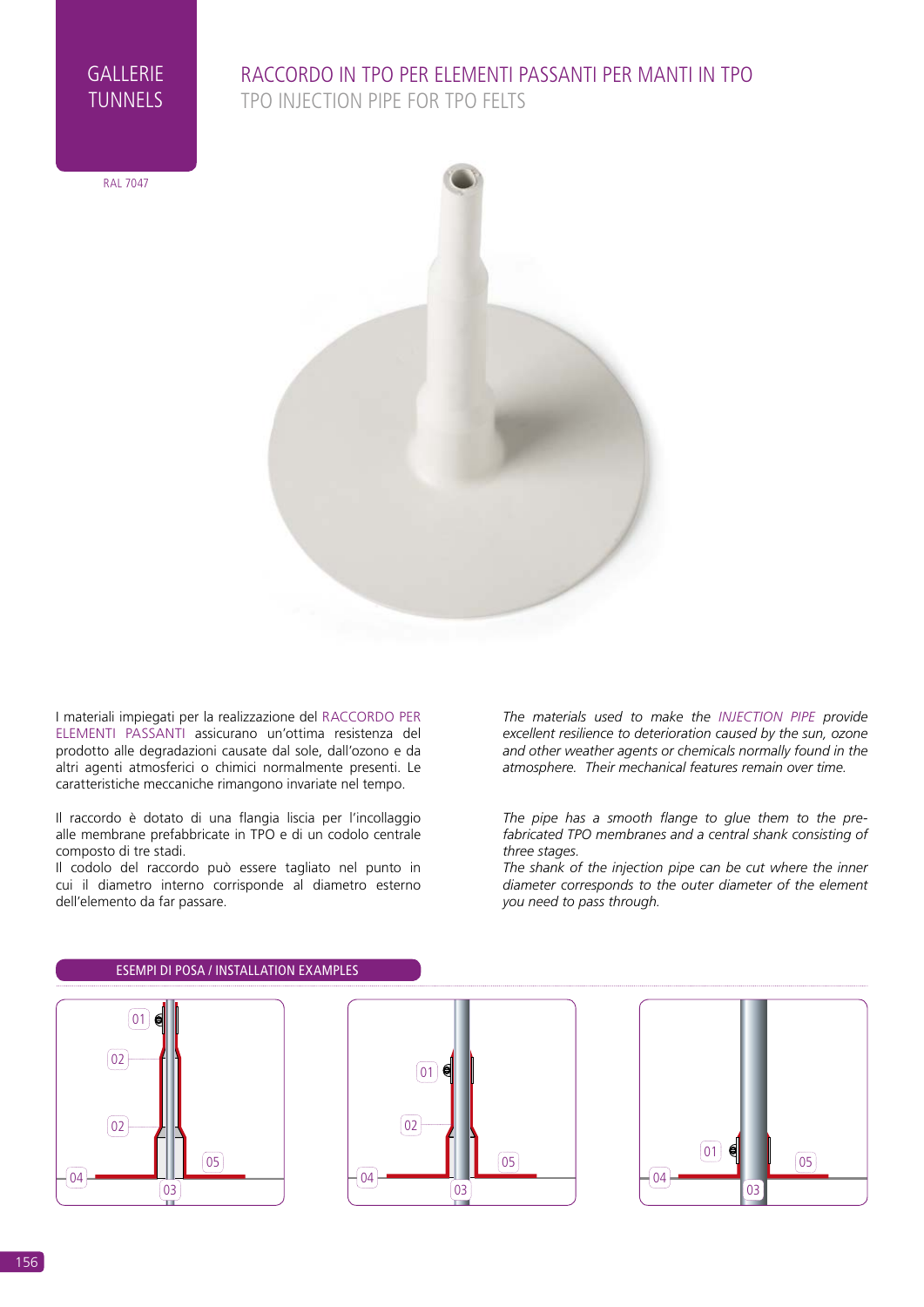GALLERIE
TUNNELS

RAL 7047

# RACCORDO IN TPO PER ELEMENTI PASSANTI PER MANTI IN TPO

## TPO INJECTION PIPE FOR TPO FELTS

I materiali impiegati per la realizzazione del RACCORDO PER ELEMENTI PASSANTI assicurano un'ottima resistenza del prodotto alle degradazioni causate dal sole, dall'ozono e da altri agenti atmosferici o chimici normalmente presenti. Le caratteristiche meccaniche rimangono invariate nel tempo.

Il raccordo è dotato di una flangia liscia per l'incollaggio alle membrane prefabbricate in TPO e di un codolo centrale composto di tre stadi.
Il codolo del raccordo può essere tagliato nel punto in cui il diametro interno corrisponde al diametro esterno dell'elemento da far passare.

*The materials used to make the INJECTION PIPE provide excellent resilience to deterioration caused by the sun, ozone and other weather agents or chemicals normally found in the atmosphere. Their mechanical features remain over time.*

*The pipe has a smooth flange to glue them to the pre-fabricated TPO membranes and a central shank consisting of three stages.*
*The shank of the injection pipe can be cut where the inner diameter corresponds to the outer diameter of the element you need to pass through.*

### ESEMPI DI POSA / INSTALLATION EXAMPLES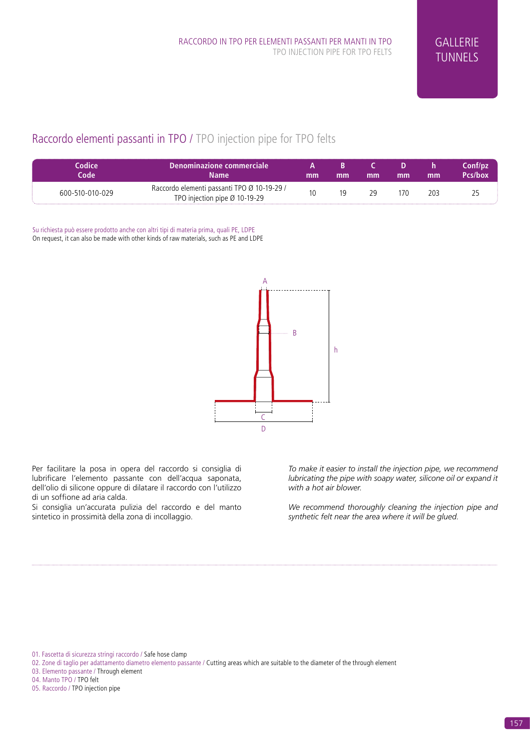RACCORDO IN TPO PER ELEMENTI PASSANTI PER MANTI IN TPO
TPO INJECTION PIPE FOR TPO FELTS

GALLERIE
TUNNELS

## Raccordo elementi passanti in TPO / TPO injection pipe for TPO felts

| Codice<br>Code | Denominazione commerciale<br>Name | A<br>mm | B<br>mm | C<br>mm | D<br>mm | h<br>mm | Conf/pz<br>Pcs/box |
|---|---|---|---|---|---|---|---|
| 600-510-010-029 | Raccordo elementi passanti TPO Ø 10-19-29 /<br>TPO injection pipe Ø 10-19-29 | 10 | 19 | 29 | 170 | 203 | 25 |

Su richiesta può essere prodotto anche con altri tipi di materia prima, quali PE, LDPE
On request, it can also be made with other kinds of raw materials, such as PE and LDPE

A
B
h
C
D

Per facilitare la posa in opera del raccordo si consiglia di lubrificare l'elemento passante con dell'acqua saponata, dell'olio di silicone oppure di dilatare il raccordo con l'utilizzo di un soffione ad aria calda.
Si consiglia un'accurata pulizia del raccordo e del manto sintetico in prossimità della zona di incollaggio.

*To make it easier to install the injection pipe, we recommend lubricating the pipe with soapy water, silicone oil or expand it with a hot air blower.*

*We recommend thoroughly cleaning the injection pipe and synthetic felt near the area where it will be glued.*

01. Fascetta di sicurezza stringi raccordo / Safe hose clamp
02. Zone di taglio per adattamento diametro elemento passante / Cutting areas which are suitable to the diameter of the through element
03. Elemento passante / Through element
04. Manto TPO / TPO felt
05. Raccordo / TPO injection pipe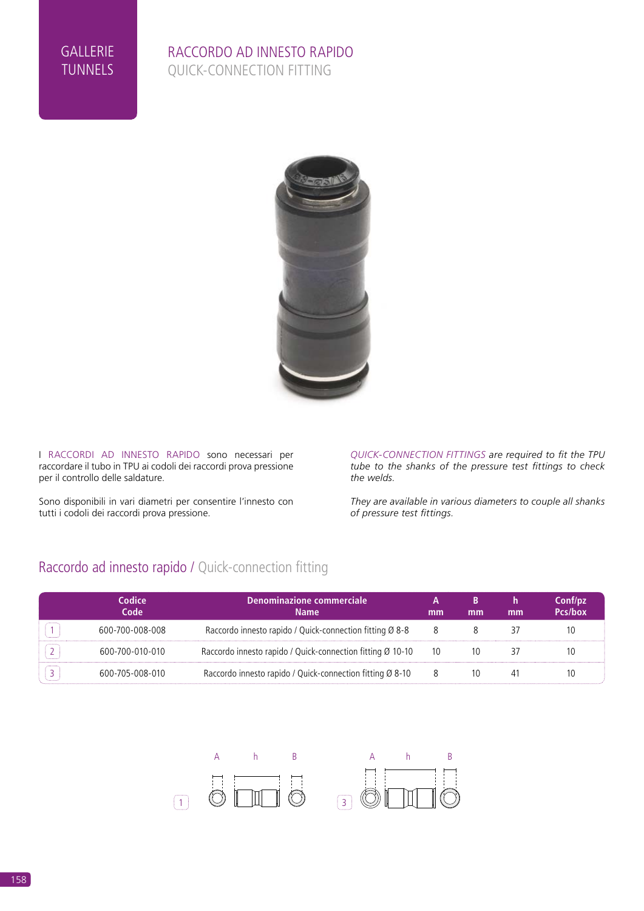GALLERIE
TUNNELS

# RACCORDO AD INNESTO RAPIDO
## QUICK-CONNECTION FITTING

I RACCORDI AD INNESTO RAPIDO sono necessari per raccordare il tubo in TPU ai codoli dei raccordi prova pressione per il controllo delle saldature.

Sono disponibili in vari diametri per consentire l'innesto con tutti i codoli dei raccordi prova pressione.

*QUICK-CONNECTION FITTINGS are required to fit the TPU tube to the shanks of the pressure test fittings to check the welds.*

*They are available in various diameters to couple all shanks of pressure test fittings.*

## Raccordo ad innesto rapido / Quick-connection fitting

| | Codice Code | Denominazione commerciale Name | A mm | B mm | h mm | Conf/pz Pcs/box |
|---|---|---|---|---|---|---|
| 1 | 600-700-008-008 | Raccordo innesto rapido / Quick-connection fitting Ø 8-8 | 8 | 8 | 37 | 10 |
| 2 | 600-700-010-010 | Raccordo innesto rapido / Quick-connection fitting Ø 10-10 | 10 | 10 | 37 | 10 |
| 3 | 600-705-008-010 | Raccordo innesto rapido / Quick-connection fitting Ø 8-10 | 8 | 10 | 41 | 10 |

1 A h B

3 A h B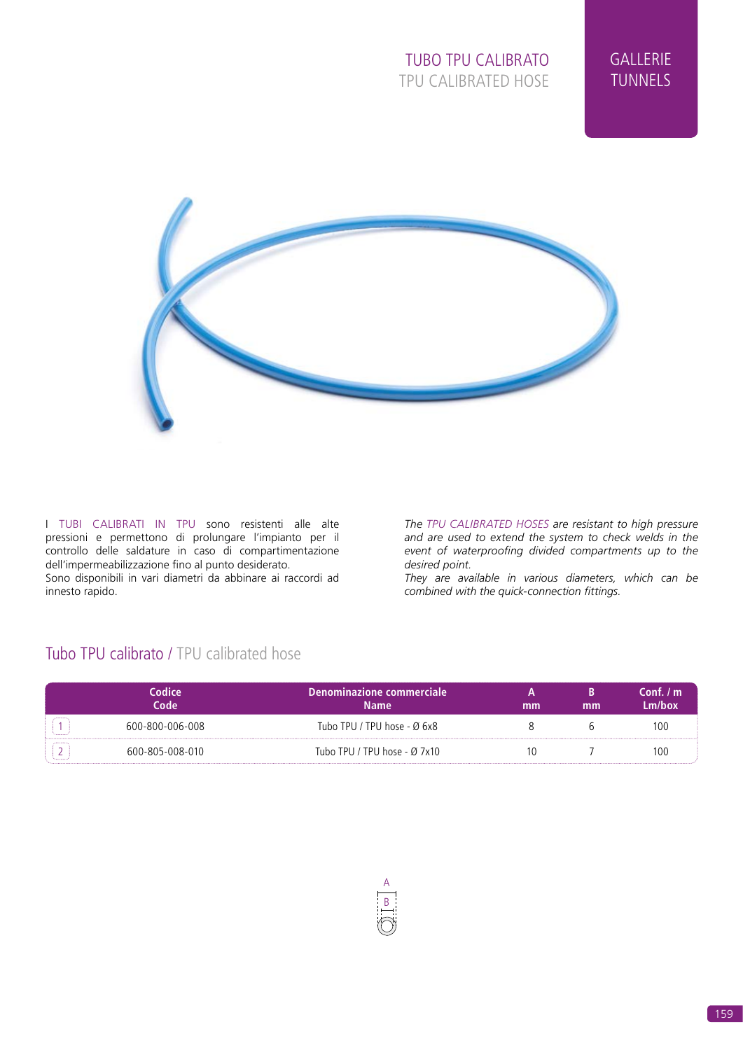# TUBO TPU CALIBRATO
## TPU CALIBRATED HOSE

GALLERIE
TUNNELS

I TUBI CALIBRATI IN TPU sono resistenti alle alte pressioni e permettono di prolungare l'impianto per il controllo delle saldature in caso di compartimentazione dell'impermeabilizzazione fino al punto desiderato.
Sono disponibili in vari diametri da abbinare ai raccordi ad innesto rapido.

*The TPU CALIBRATED HOSES are resistant to high pressure and are used to extend the system to check welds in the event of waterproofing divided compartments up to the desired point.*
*They are available in various diameters, which can be combined with the quick-connection fittings.*

## Tubo TPU calibrato / TPU calibrated hose

| | Codice Code | Denominazione commerciale Name | A mm | B mm | Conf. / m Lm/box |
|---|---|---|---|---|---|
| 1 | 600-800-006-008 | Tubo TPU / TPU hose - Ø 6x8 | 8 | 6 | 100 |
| 2 | 600-805-008-010 | Tubo TPU / TPU hose - Ø 7x10 | 10 | 7 | 100 |

A
B